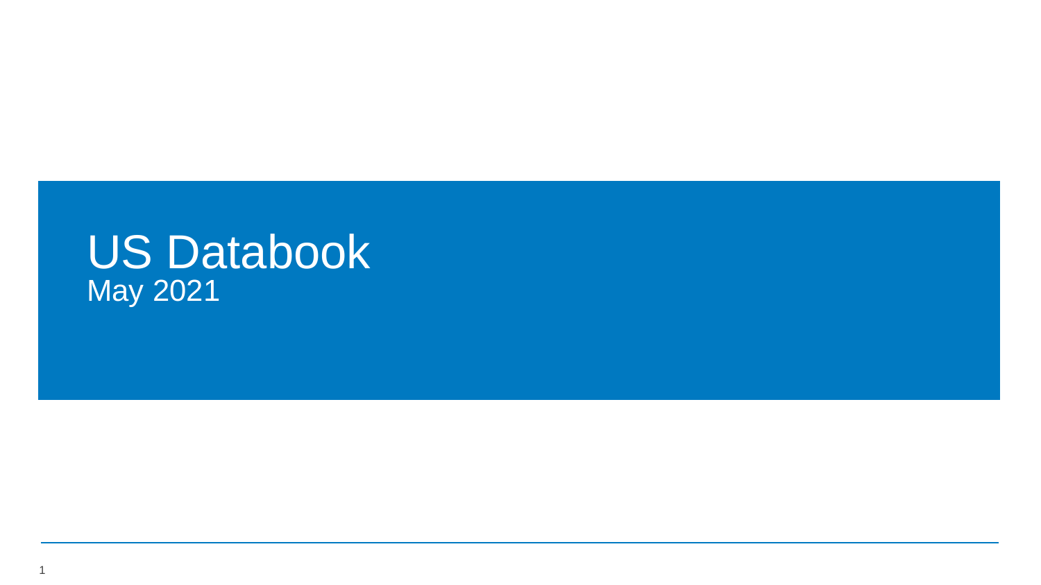# US Databook

May 2021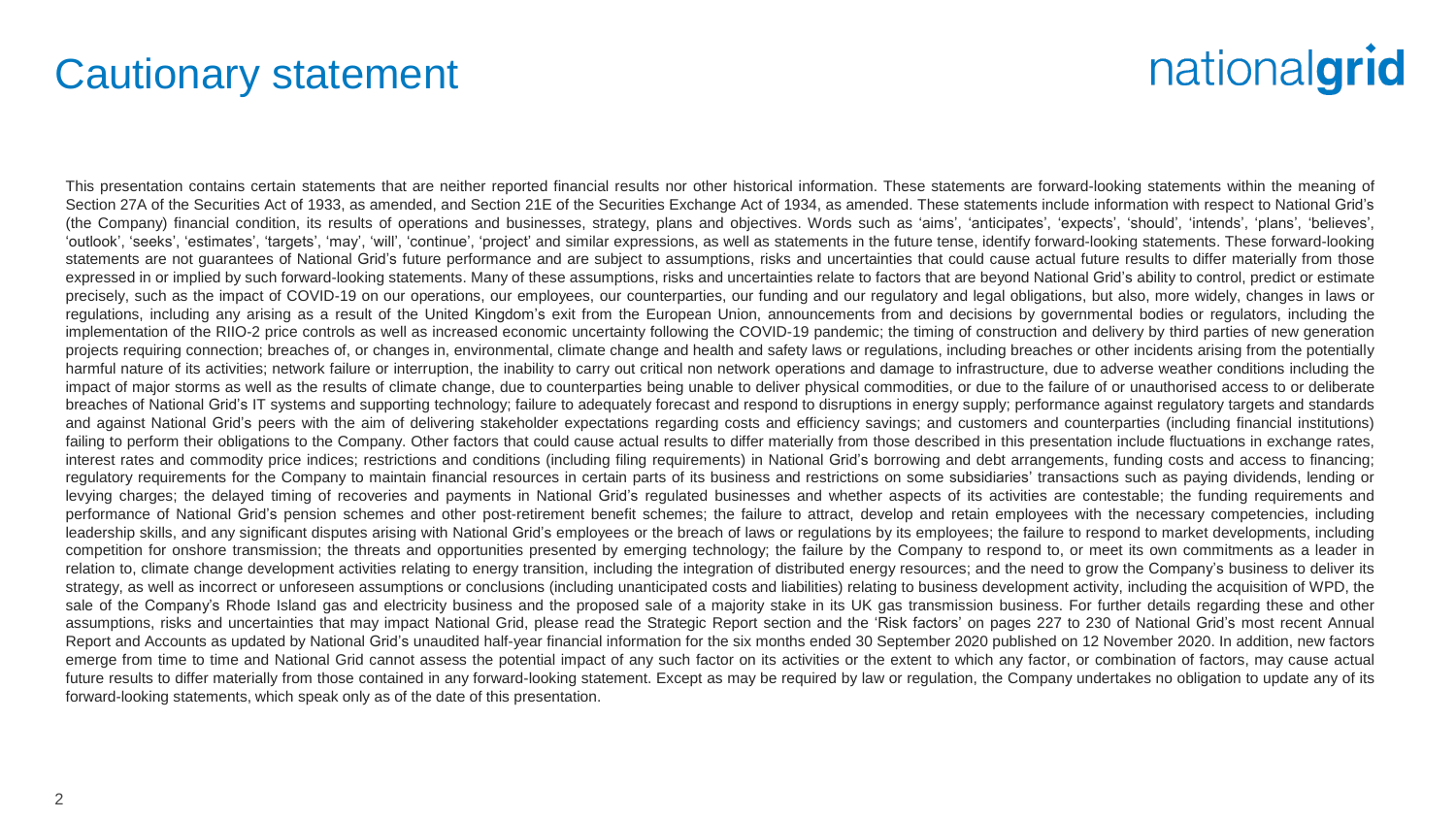# Cautionary statement

This presentation contains certain statements that are neither reported financial results nor other historical information. These statements are forward-looking statements within the meaning of Section 27A of the Securities Act of 1933, as amended, and Section 21E of the Securities Exchange Act of 1934, as amended. These statements include information with respect to National Grid's (the Company) financial condition, its results of operations and businesses, strategy, plans and objectives. Words such as 'aims', 'anticipates', 'expects', 'should', 'intends', 'plans', 'believes', 'outlook', 'seeks', 'estimates', 'targets', 'may', 'will', 'continue', 'project' and similar expressions, as well as statements in the future tense, identify forward-looking statements. These forward-looking statements are not guarantees of National Grid's future performance and are subject to assumptions, risks and uncertainties that could cause actual future results to differ materially from those expressed in or implied by such forward-looking statements. Many of these assumptions, risks and uncertainties relate to factors that are beyond National Grid's ability to control, predict or estimate precisely, such as the impact of COVID-19 on our operations, our employees, our counterparties, our funding and our regulatory and legal obligations, but also, more widely, changes in laws or regulations, including any arising as a result of the United Kingdom's exit from the European Union, announcements from and decisions by governmental bodies or regulators, including the implementation of the RIIO-2 price controls as well as increased economic uncertainty following the COVID-19 pandemic; the timing of construction and delivery by third parties of new generation projects requiring connection; breaches of, or changes in, environmental, climate change and health and safety laws or regulations, including breaches or other incidents arising from the potentially harmful nature of its activities; network failure or interruption, the inability to carry out critical non network operations and damage to infrastructure, due to adverse weather conditions including the impact of major storms as well as the results of climate change, due to counterparties being unable to deliver physical commodities, or due to the failure of or unauthorised access to or deliberate breaches of National Grid's IT systems and supporting technology; failure to adequately forecast and respond to disruptions in energy supply; performance against regulatory targets and standards and against National Grid's peers with the aim of delivering stakeholder expectations regarding costs and efficiency savings; and customers and counterparties (including financial institutions) failing to perform their obligations to the Company. Other factors that could cause actual results to differ materially from those described in this presentation include fluctuations in exchange rates, interest rates and commodity price indices; restrictions and conditions (including filing requirements) in National Grid's borrowing and debt arrangements, funding costs and access to financing; regulatory requirements for the Company to maintain financial resources in certain parts of its business and restrictions on some subsidiaries' transactions such as paying dividends, lending or levying charges; the delayed timing of recoveries and payments in National Grid's regulated businesses and whether aspects of its activities are contestable; the funding requirements and performance of National Grid's pension schemes and other post-retirement benefit schemes; the failure to attract, develop and retain employees with the necessary competencies, including leadership skills, and any significant disputes arising with National Grid's employees or the breach of laws or regulations by its employees; the failure to respond to market developments, including competition for onshore transmission; the threats and opportunities presented by emerging technology; the failure by the Company to respond to, or meet its own commitments as a leader in relation to, climate change development activities relating to energy transition, including the integration of distributed energy resources; and the need to grow the Company's business to deliver its strategy, as well as incorrect or unforeseen assumptions or conclusions (including unanticipated costs and liabilities) relating to business development activity, including the acquisition of WPD, the sale of the Company's Rhode Island gas and electricity business and the proposed sale of a majority stake in its UK gas transmission business. For further details regarding these and other assumptions, risks and uncertainties that may impact National Grid, please read the Strategic Report section and the 'Risk factors' on pages 227 to 230 of National Grid's most recent Annual Report and Accounts as updated by National Grid's unaudited half-year financial information for the six months ended 30 September 2020 published on 12 November 2020. In addition, new factors emerge from time to time and National Grid cannot assess the potential impact of any such factor on its activities or the extent to which any factor, or combination of factors, may cause actual future results to differ materially from those contained in any forward-looking statement. Except as may be required by law or regulation, the Company undertakes no obligation to update any of its forward-looking statements, which speak only as of the date of this presentation.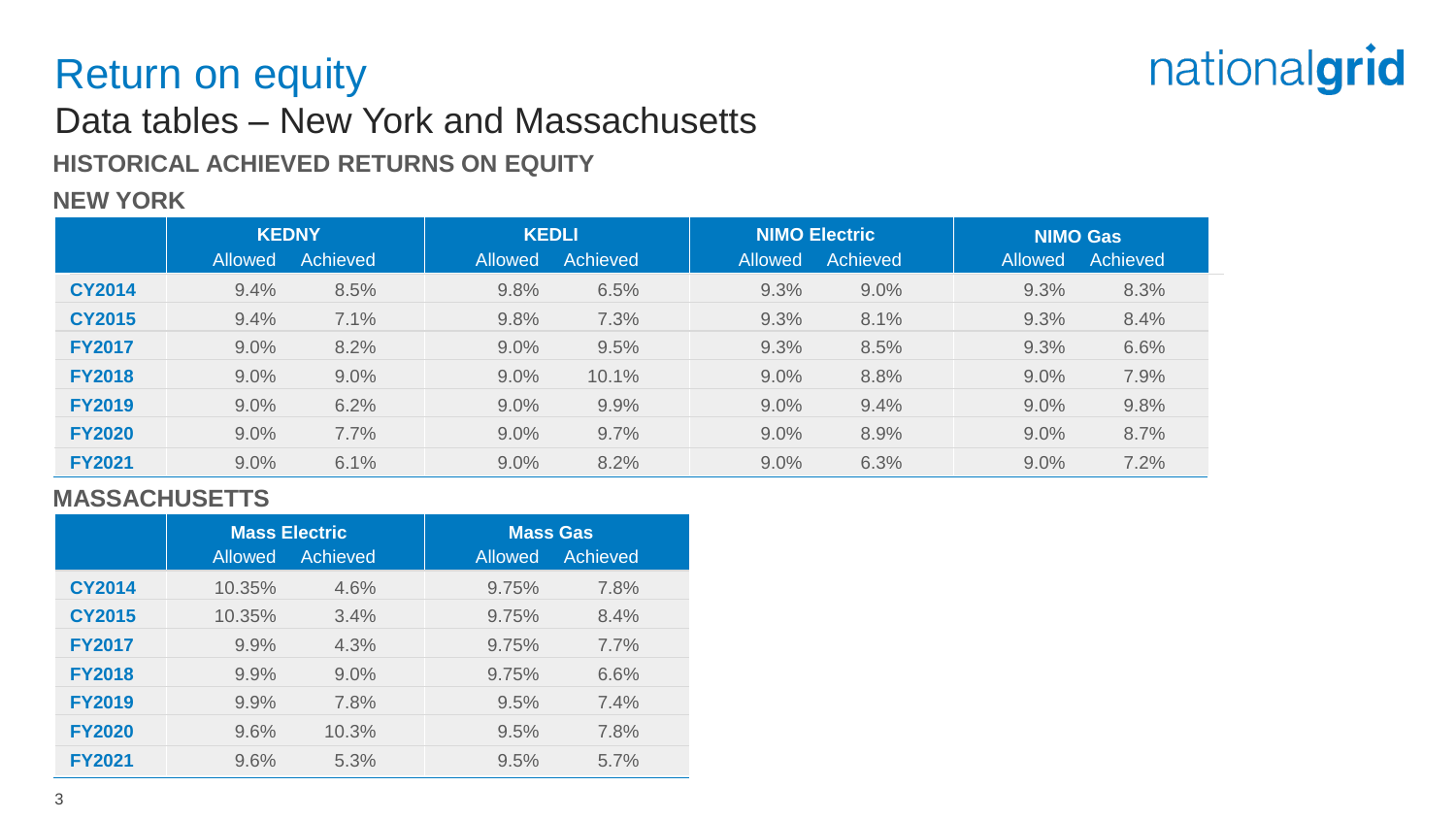# Return on equity

## Data tables – New York and Massachusetts

### HISTORICAL ACHIEVED RETURNS ON EQUITY

#### NEW YORK

| | KEDNY | | KEDLI | | NIMO Electric | | NIMO Gas | |
|---|---|---|---|---|---|---|---|---|
| | Allowed | Achieved | Allowed | Achieved | Allowed | Achieved | Allowed | Achieved |
| **CY2014** | 9.4% | 8.5% | 9.8% | 6.5% | 9.3% | 9.0% | 9.3% | 8.3% |
| **CY2015** | 9.4% | 7.1% | 9.8% | 7.3% | 9.3% | 8.1% | 9.3% | 8.4% |
| **FY2017** | 9.0% | 8.2% | 9.0% | 9.5% | 9.3% | 8.5% | 9.3% | 6.6% |
| **FY2018** | 9.0% | 9.0% | 9.0% | 10.1% | 9.0% | 8.8% | 9.0% | 7.9% |
| **FY2019** | 9.0% | 6.2% | 9.0% | 9.9% | 9.0% | 9.4% | 9.0% | 9.8% |
| **FY2020** | 9.0% | 7.7% | 9.0% | 9.7% | 9.0% | 8.9% | 9.0% | 8.7% |
| **FY2021** | 9.0% | 6.1% | 9.0% | 8.2% | 9.0% | 6.3% | 9.0% | 7.2% |

#### MASSACHUSETTS

| | Mass Electric | | Mass Gas | |
|---|---|---|---|---|
| | Allowed | Achieved | Allowed | Achieved |
| **CY2014** | 10.35% | 4.6% | 9.75% | 7.8% |
| **CY2015** | 10.35% | 3.4% | 9.75% | 8.4% |
| **FY2017** | 9.9% | 4.3% | 9.75% | 7.7% |
| **FY2018** | 9.9% | 9.0% | 9.75% | 6.6% |
| **FY2019** | 9.9% | 7.8% | 9.5% | 7.4% |
| **FY2020** | 9.6% | 10.3% | 9.5% | 7.8% |
| **FY2021** | 9.6% | 5.3% | 9.5% | 5.7% |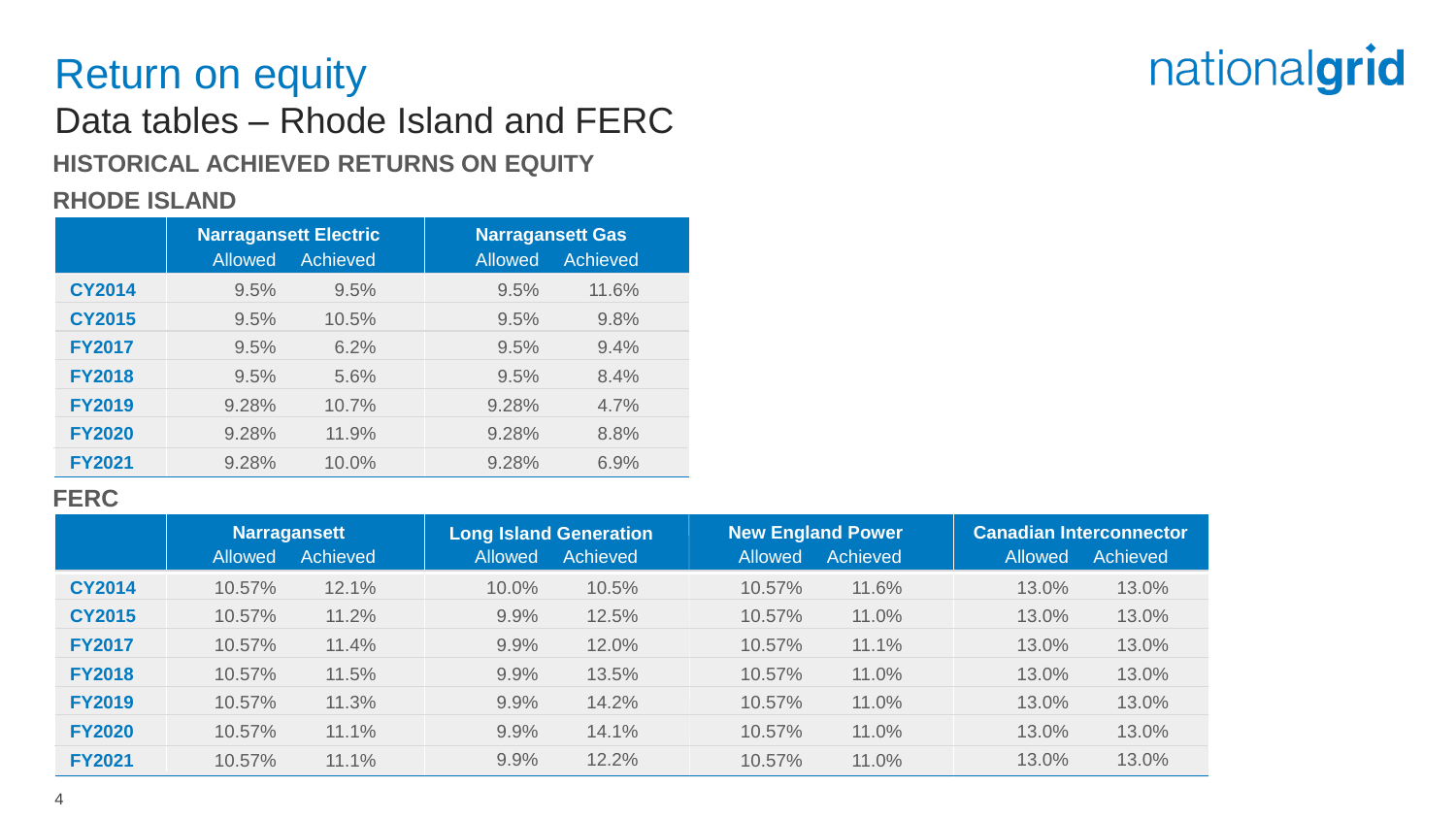# Return on equity

## Data tables – Rhode Island and FERC

### HISTORICAL ACHIEVED RETURNS ON EQUITY

#### RHODE ISLAND

| | Narragansett Electric | | Narragansett Gas | |
|---|---|---|---|---|
| | Allowed | Achieved | Allowed | Achieved |
| **CY2014** | 9.5% | 9.5% | 9.5% | 11.6% |
| **CY2015** | 9.5% | 10.5% | 9.5% | 9.8% |
| **FY2017** | 9.5% | 6.2% | 9.5% | 9.4% |
| **FY2018** | 9.5% | 5.6% | 9.5% | 8.4% |
| **FY2019** | 9.28% | 10.7% | 9.28% | 4.7% |
| **FY2020** | 9.28% | 11.9% | 9.28% | 8.8% |
| **FY2021** | 9.28% | 10.0% | 9.28% | 6.9% |

#### FERC

| | Narragansett | | Long Island Generation | | New England Power | | Canadian Interconnector | |
|---|---|---|---|---|---|---|---|---|
| | Allowed | Achieved | Allowed | Achieved | Allowed | Achieved | Allowed | Achieved |
| **CY2014** | 10.57% | 12.1% | 10.0% | 10.5% | 10.57% | 11.6% | 13.0% | 13.0% |
| **CY2015** | 10.57% | 11.2% | 9.9% | 12.5% | 10.57% | 11.0% | 13.0% | 13.0% |
| **FY2017** | 10.57% | 11.4% | 9.9% | 12.0% | 10.57% | 11.1% | 13.0% | 13.0% |
| **FY2018** | 10.57% | 11.5% | 9.9% | 13.5% | 10.57% | 11.0% | 13.0% | 13.0% |
| **FY2019** | 10.57% | 11.3% | 9.9% | 14.2% | 10.57% | 11.0% | 13.0% | 13.0% |
| **FY2020** | 10.57% | 11.1% | 9.9% | 14.1% | 10.57% | 11.0% | 13.0% | 13.0% |
| **FY2021** | 10.57% | 11.1% | 9.9% | 12.2% | 10.57% | 11.0% | 13.0% | 13.0% |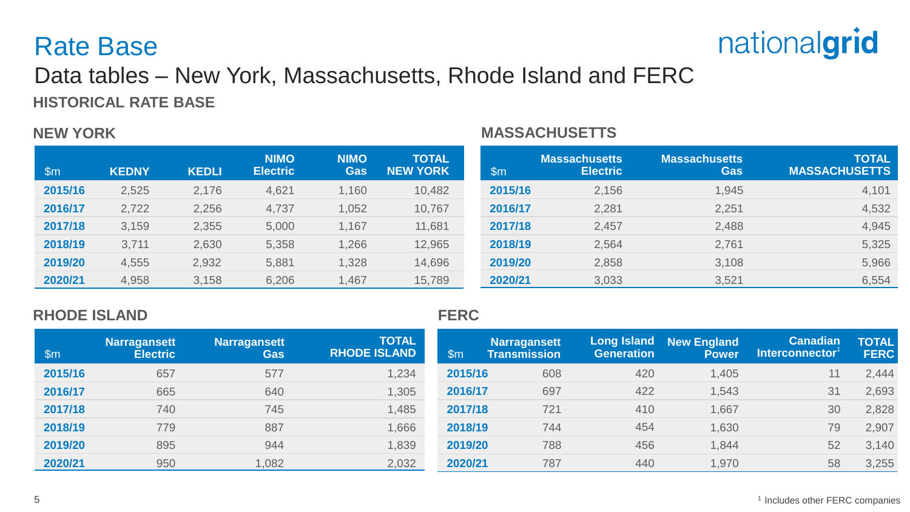# Rate Base

## Data tables – New York, Massachusetts, Rhode Island and FERC

### HISTORICAL RATE BASE

#### NEW YORK

| $m | KEDNY | KEDLI | NIMO Electric | NIMO Gas | TOTAL NEW YORK |
|---|---|---|---|---|---|
| **2015/16** | 2,525 | 2,176 | 4,621 | 1,160 | 10,482 |
| **2016/17** | 2,722 | 2,256 | 4,737 | 1,052 | 10,767 |
| **2017/18** | 3,159 | 2,355 | 5,000 | 1,167 | 11,681 |
| **2018/19** | 3,711 | 2,630 | 5,358 | 1,266 | 12,965 |
| **2019/20** | 4,555 | 2,932 | 5,881 | 1,328 | 14,696 |
| **2020/21** | 4,958 | 3,158 | 6,206 | 1,467 | 15,789 |

#### MASSACHUSETTS

| $m | Massachusetts Electric | Massachusetts Gas | TOTAL MASSACHUSETTS |
|---|---|---|---|
| **2015/16** | 2,156 | 1,945 | 4,101 |
| **2016/17** | 2,281 | 2,251 | 4,532 |
| **2017/18** | 2,457 | 2,488 | 4,945 |
| **2018/19** | 2,564 | 2,761 | 5,325 |
| **2019/20** | 2,858 | 3,108 | 5,966 |
| **2020/21** | 3,033 | 3,521 | 6,554 |

#### RHODE ISLAND

| $m | Narragansett Electric | Narragansett Gas | TOTAL RHODE ISLAND |
|---|---|---|---|
| **2015/16** | 657 | 577 | 1,234 |
| **2016/17** | 665 | 640 | 1,305 |
| **2017/18** | 740 | 745 | 1,485 |
| **2018/19** | 779 | 887 | 1,666 |
| **2019/20** | 895 | 944 | 1,839 |
| **2020/21** | 950 | 1,082 | 2,032 |

#### FERC

| $m | Narragansett Transmission | Long Island Generation | New England Power | Canadian Interconnector[1] | TOTAL FERC |
|---|---|---|---|---|---|
| **2015/16** | 608 | 420 | 1,405 | 11 | 2,444 |
| **2016/17** | 697 | 422 | 1,543 | 31 | 2,693 |
| **2017/18** | 721 | 410 | 1,667 | 30 | 2,828 |
| **2018/19** | 744 | 454 | 1,630 | 79 | 2,907 |
| **2019/20** | 788 | 456 | 1,844 | 52 | 3,140 |
| **2020/21** | 787 | 440 | 1,970 | 58 | 3,255 |

[1] Includes other FERC companies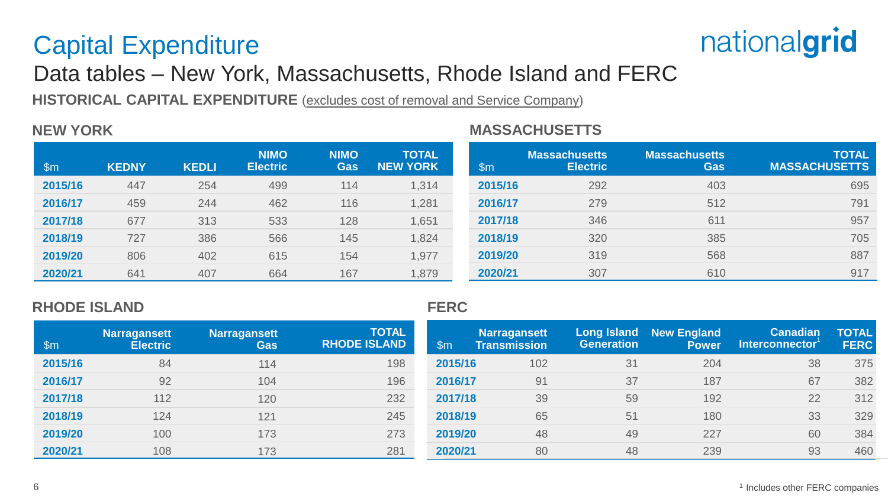# Capital Expenditure

## Data tables – New York, Massachusetts, Rhode Island and FERC

**HISTORICAL CAPITAL EXPENDITURE** (excludes cost of removal and Service Company)

### NEW YORK

| $m | KEDNY | KEDLI | NIMO Electric | NIMO Gas | TOTAL NEW YORK |
|---|---|---|---|---|---|
| 2015/16 | 447 | 254 | 499 | 114 | 1,314 |
| 2016/17 | 459 | 244 | 462 | 116 | 1,281 |
| 2017/18 | 677 | 313 | 533 | 128 | 1,651 |
| 2018/19 | 727 | 386 | 566 | 145 | 1,824 |
| 2019/20 | 806 | 402 | 615 | 154 | 1,977 |
| 2020/21 | 641 | 407 | 664 | 167 | 1,879 |

### MASSACHUSETTS

| $m | Massachusetts Electric | Massachusetts Gas | TOTAL MASSACHUSETTS |
|---|---|---|---|
| 2015/16 | 292 | 403 | 695 |
| 2016/17 | 279 | 512 | 791 |
| 2017/18 | 346 | 611 | 957 |
| 2018/19 | 320 | 385 | 705 |
| 2019/20 | 319 | 568 | 887 |
| 2020/21 | 307 | 610 | 917 |

### RHODE ISLAND

| $m | Narragansett Electric | Narragansett Gas | TOTAL RHODE ISLAND |
|---|---|---|---|
| 2015/16 | 84 | 114 | 198 |
| 2016/17 | 92 | 104 | 196 |
| 2017/18 | 112 | 120 | 232 |
| 2018/19 | 124 | 121 | 245 |
| 2019/20 | 100 | 173 | 273 |
| 2020/21 | 108 | 173 | 281 |

### FERC

| $m | Narragansett Transmission | Long Island Generation | New England Power | Canadian Interconnector[1] | TOTAL FERC |
|---|---|---|---|---|---|
| 2015/16 | 102 | 31 | 204 | 38 | 375 |
| 2016/17 | 91 | 37 | 187 | 67 | 382 |
| 2017/18 | 39 | 59 | 192 | 22 | 312 |
| 2018/19 | 65 | 51 | 180 | 33 | 329 |
| 2019/20 | 48 | 49 | 227 | 60 | 384 |
| 2020/21 | 80 | 48 | 239 | 93 | 460 |

[1] Includes other FERC companies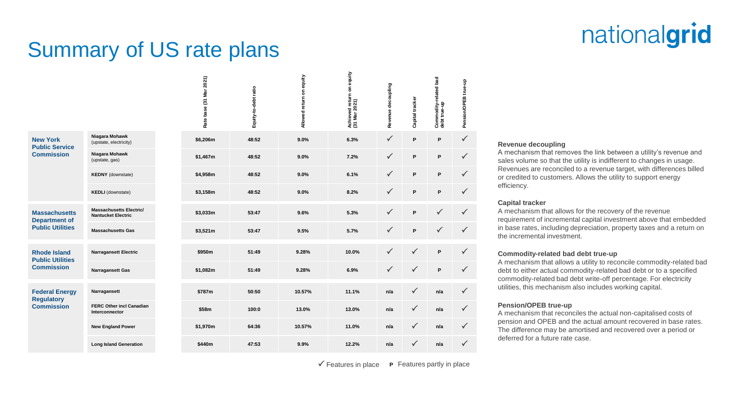# Summary of US rate plans

| | | Rate base (31 Mar 2021) | Equity-to-debt ratio | Allowed return on equity | Achieved return on equity (31 Mar 2021) | Revenue decoupling | Capital tracker | Commodity-related bad debt true-up | Pension/OPEB true-up |
|---|---|---|---|---|---|---|---|---|---|
| **New York Public Service Commission** | **Niagara Mohawk** (upstate, electricity) | $6,206m | 48:52 | 9.0% | 6.3% | ✓ | P | P | ✓ |
| | **Niagara Mohawk** (upstate, gas) | $1,467m | 48:52 | 9.0% | 7.2% | ✓ | P | P | ✓ |
| | **KEDNY** (downstate) | $4,958m | 48:52 | 9.0% | 6.1% | ✓ | P | P | ✓ |
| | **KEDLI** (downstate) | $3,158m | 48:52 | 9.0% | 8.2% | ✓ | P | P | ✓ |
| **Massachusetts Department of Public Utilities** | **Massachusetts Electric/ Nantucket Electric** | $3,033m | 53:47 | 9.6% | 5.3% | ✓ | P | ✓ | ✓ |
| | **Massachusetts Gas** | $3,521m | 53:47 | 9.5% | 5.7% | ✓ | P | ✓ | ✓ |
| **Rhode Island Public Utilities Commission** | **Narragansett Electric** | $950m | 51:49 | 9.28% | 10.0% | ✓ | ✓ | P | ✓ |
| | **Narragansett Gas** | $1,082m | 51:49 | 9.28% | 6.9% | ✓ | ✓ | P | ✓ |
| **Federal Energy Regulatory Commission** | **Narragansett** | $787m | 50:50 | 10.57% | 11.1% | n/a | ✓ | n/a | ✓ |
| | **FERC Other incl Canadian Interconnector** | $58m | 100:0 | 13.0% | 13.0% | n/a | ✓ | n/a | ✓ |
| | **New England Power** | $1,970m | 64:36 | 10.57% | 11.0% | n/a | ✓ | n/a | ✓ |
| | **Long Island Generation** | $440m | 47:53 | 9.9% | 12.2% | n/a | ✓ | n/a | ✓ |

✓ Features in place **P** Features partly in place

**Revenue decoupling**
A mechanism that removes the link between a utility's revenue and sales volume so that the utility is indifferent to changes in usage. Revenues are reconciled to a revenue target, with differences billed or credited to customers. Allows the utility to support energy efficiency.

**Capital tracker**
A mechanism that allows for the recovery of the revenue requirement of incremental capital investment above that embedded in base rates, including depreciation, property taxes and a return on the incremental investment.

**Commodity-related bad debt true-up**
A mechanism that allows a utility to reconcile commodity-related bad debt to either actual commodity-related bad debt or to a specified commodity-related bad debt write-off percentage. For electricity utilities, this mechanism also includes working capital.

**Pension/OPEB true-up**
A mechanism that reconciles the actual non-capitalised costs of pension and OPEB and the actual amount recovered in base rates. The difference may be amortised and recovered over a period or deferred for a future rate case.